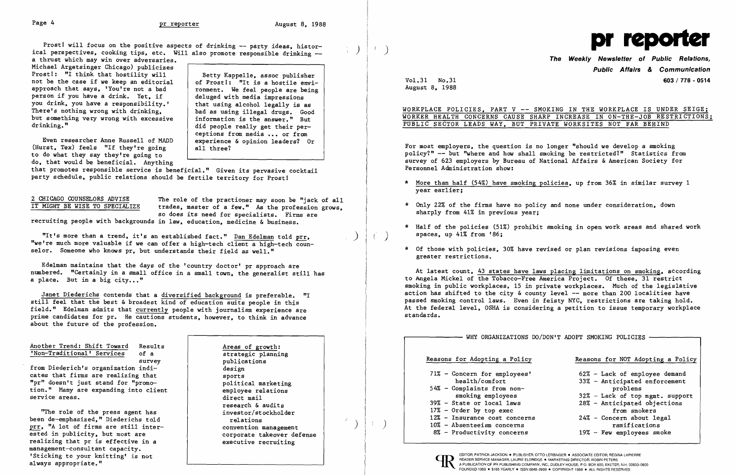Prost! will focus on the positive aspects of drinking -- party ideas, historical perspectives, cooking tips, etc. Will also promote responsible drinking -- a thrust which may win over adversaries. Michael Argetsinger Chicago) publicizes Prost!: "I think that hostility will not be the case if we keep an editorial approach that says, 'You're not a bad person if you have a drink. Yet, if you drink, you have a responsibility.' There's nothing wrong with drinking, but something very wrong with excessive drinking."

> Betty Kappelle, assoc publisher of Prost!: "It is a hostile environment. We feel people are being deluged with media impressions that using alcohol legally is as bad as using illegal drugs. Good information is the answer." But did people really get their perceptions from media ... or from experience & opinion leaders? Or all three?

Even researcher Anne Russell of MADD (Hurst, Tex) feels "If they're going to do what they say they're going to do, that would be beneficial. Anything that promotes responsible service is beneficial." Given its pervasive cocktail party schedule, public relations should be fertile territory for Prost!

## 2 CHICAGO COUNSELORS ADVISE IT MIGHT BE WISE TO SPECIALIZE

The role of the practioner may soon be "jack of all trades, master of a few." As the profession grows, so does its need for specialists. Firms are recruiting people with backgrounds in law, education, medicine & business.

"It's more than a trend, it's an established fact." Dan Edelman told prr, "we're much more valuable if we can offer a high-tech client a high-tech counselor. Someone who knows pr, but understands their field as well."

Edelman maintains that the days of the 'country doctor' pr approach are numbered. "Certainly in a small office in a small town, the generalist still has a place. But in a big city..."

Janet Diederichs contends that a diversified background is preferable. "I still feel that the best & broadest kind of education suits people in this field." Edelman admits that currently people with journalism experience are prime candidates for pr. He cautions students, however, to think in advance about the future of the profession.

### Another Trend: Shift Toward 'Non-Traditional' Services

Results of a survey from Diederich's organization indicates that firms are realizing that "pr" doesn't just stand for "promotion." Many are expanding into client service areas.

"The role of the press agent has been de-emphasized," Diederichs told prr, "A lot of firms are still interested in publicity, but most are realizing that pr is effective in a management-consultant capacity. 'Sticking to your knitting' is not always appropriate."

> Areas of growth:
> strategic planning
> publications
> design
> sports
> political marketing
> employee relations
> direct mail
> research & audits
> investor/stockholder relations
> convention management
> corporate takeover defense
> executive recruiting

# pr reporter

**The Weekly Newsletter of Public Relations, Public Affairs & Communication**

603 / 778 - 0514

Vol.31 No.31
August 8, 1988

## WORKPLACE POLICIES, PART V -- SMOKING IN THE WORKPLACE IS UNDER SEIGE; WORKER HEALTH CONCERNS CAUSE SHARP INCREASE IN ON-THE-JOB RESTRICTIONS; PUBLIC SECTOR LEADS WAY, BUT PRIVATE WORKSITES NOT FAR BEHIND

For most employers, the question is no longer "should we develop a smoking policy?" -- but "where and how shall smoking be restricted?" Statistics from survey of 623 employers by Bureau of National Affairs & American Society for Personnel Administration show:

* More than half (54%) have smoking policies, up from 36% in similar survey 1 year earlier;
* Only 22% of the firms have no policy and none under consideration, down sharply from 41% in previous year;
* Half of the policies (51%) prohibit smoking in open work areas and shared work spaces, up 41% from '86;
* Of those with policies, 30% have revised or plan revisions imposing even greater restrictions.

At latest count, 43 states have laws placing limitations on smoking, according to Angela Mickel of the Tobacco-Free America Project. Of these, 31 restrict smoking in public workplaces, 15 in private workplaces. Much of the legislative action has shifted to the city & county level -- more than 200 localities have passed smoking control laws. Even in feisty NYC, restrictions are taking hold. At the federal level, OSHA is considering a petition to issue temporary workplace standards.

**WHY ORGANIZATIONS DO/DON'T ADOPT SMOKING POLICIES**

| Reasons for Adopting a Policy | Reasons for NOT Adopting a Policy |
|---|---|
| 71% - Concern for employees' health/comfort | 62% - Lack of employee demand |
| 54% - Complaints from non-smoking employees | 33% - Anticipated enforcement problems |
| 39% - State or local laws | 32% - Lack of top mgmt. support |
| 17% - Order by top exec | 28% - Anticipated objections from smokers |
| 12% - Insurance cost concerns | 24% - Concern about legal ramifications |
| 10% - Absenteeism concerns | 19% - Few employees smoke |
| 8% - Productivity concerns | |

EDITOR, PATRICK JACKSON • PUBLISHER, OTTO LERBINGER • ASSOCIATE EDITOR, REGINA LAPIERRE
READER SERVICE MANAGER, LAURIE ELDRIDGE • MARKETING DIRECTOR, ROBIN PETERS
A PUBLICATION OF PR PUBLISHING COMPANY, INC., DUDLEY HOUSE, P.O. BOX 600, EXETER, N.H. 03833-0600
FOUNDED 1958 • $165 YEARLY • ISSN 0048-2609 • COPYRIGHT 1988 • ALL RIGHTS RESERVED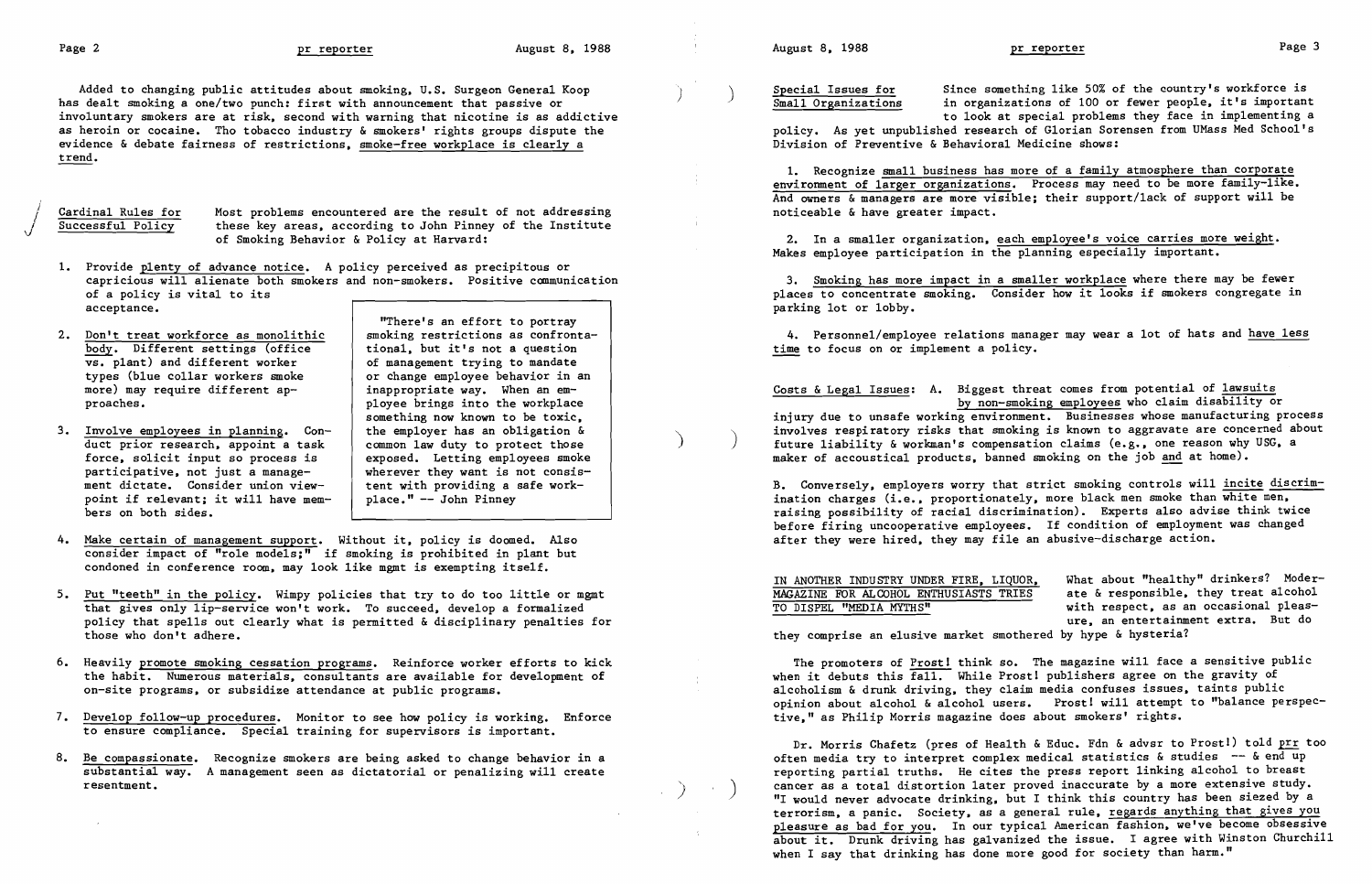Added to changing public attitudes about smoking, U.S. Surgeon General Koop has dealt smoking a one/two punch: first with announcement that passive or involuntary smokers are at risk, second with warning that nicotine is as addictive as heroin or cocaine. Tho tobacco industry & smokers' rights groups dispute the evidence & debate fairness of restrictions, smoke-free workplace is clearly a trend.

**Cardinal Rules for Successful Policy** Most problems encountered are the result of not addressing these key areas, according to John Pinney of the Institute of Smoking Behavior & Policy at Harvard:

1. Provide plenty of advance notice. A policy perceived as precipitous or capricious will alienate both smokers and non-smokers. Positive communication of a policy is vital to its acceptance.

2. Don't treat workforce as monolithic body. Different settings (office vs. plant) and different worker types (blue collar workers smoke more) may require different approaches.

3. Involve employees in planning. Conduct prior research, appoint a task force, solicit input so process is participative, not just a management dictate. Consider union viewpoint if relevant; it will have members on both sides.

> "There's an effort to portray smoking restrictions as confrontational, but it's not a question of management trying to mandate or change employee behavior in an inappropriate way. When an employee brings into the workplace something now known to be toxic, the employer has an obligation & common law duty to protect those exposed. Letting employees smoke wherever they want is not consistent with providing a safe workplace." -- John Pinney

4. Make certain of management support. Without it, policy is doomed. Also consider impact of "role models;" if smoking is prohibited in plant but condoned in conference room, may look like mgmt is exempting itself.

5. Put "teeth" in the policy. Wimpy policies that try to do too little or mgmt that gives only lip-service won't work. To succeed, develop a formalized policy that spells out clearly what is permitted & disciplinary penalties for those who don't adhere.

6. Heavily promote smoking cessation programs. Reinforce worker efforts to kick the habit. Numerous materials, consultants are available for development of on-site programs, or subsidize attendance at public programs.

7. Develop follow-up procedures. Monitor to see how policy is working. Enforce to ensure compliance. Special training for supervisors is important.

8. Be compassionate. Recognize smokers are being asked to change behavior in a substantial way. A management seen as dictatorial or penalizing will create resentment.

**Special Issues for Small Organizations** Since something like 50% of the country's workforce is in organizations of 100 or fewer people, it's important to look at special problems they face in implementing a policy. As yet unpublished research of Glorian Sorensen from UMass Med School's Division of Preventive & Behavioral Medicine shows:

1. Recognize small business has more of a family atmosphere than corporate environment of larger organizations. Process may need to be more family-like. And owners & managers are more visible; their support/lack of support will be noticeable & have greater impact.

2. In a smaller organization, each employee's voice carries more weight. Makes employee participation in the planning especially important.

3. Smoking has more impact in a smaller workplace where there may be fewer places to concentrate smoking. Consider how it looks if smokers congregate in parking lot or lobby.

4. Personnel/employee relations manager may wear a lot of hats and have less time to focus on or implement a policy.

**Costs & Legal Issues:** A. Biggest threat comes from potential of lawsuits by non-smoking employees who claim disability or injury due to unsafe working environment. Businesses whose manufacturing process involves respiratory risks that smoking is known to aggravate are concerned about future liability & workman's compensation claims (e.g., one reason why USG, a maker of accoustical products, banned smoking on the job and at home).

B. Conversely, employers worry that strict smoking controls will incite discrimination charges (i.e., proportionately, more black men smoke than white men, raising possibility of racial discrimination). Experts also advise think twice before firing uncooperative employees. If condition of employment was changed after they were hired, they may file an abusive-discharge action.

**IN ANOTHER INDUSTRY UNDER FIRE, LIQUOR, MAGAZINE FOR ALCOHOL ENTHUSIASTS TRIES TO DISPEL "MEDIA MYTHS"** What about "healthy" drinkers? Moderate & responsible, they treat alcohol with respect, as an occasional pleasure, an entertainment extra. But do they comprise an elusive market smothered by hype & hysteria?

The promoters of Prost! think so. The magazine will face a sensitive public when it debuts this fall. While Prost! publishers agree on the gravity of alcoholism & drunk driving, they claim media confuses issues, taints public opinion about alcohol & alcohol users. Prost! will attempt to "balance perspective," as Philip Morris magazine does about smokers' rights.

Dr. Morris Chafetz (pres of Health & Educ. Fdn & advsr to Prost!) told prr too often media try to interpret complex medical statistics & studies -- & end up reporting partial truths. He cites the press report linking alcohol to breast cancer as a total distortion later proved inaccurate by a more extensive study. "I would never advocate drinking, but I think this country has been siezed by a terrorism, a panic. Society, as a general rule, regards anything that gives you pleasure as bad for you. In our typical American fashion, we've become obsessive about it. Drunk driving has galvanized the issue. I agree with Winston Churchill when I say that drinking has done more good for society than harm."